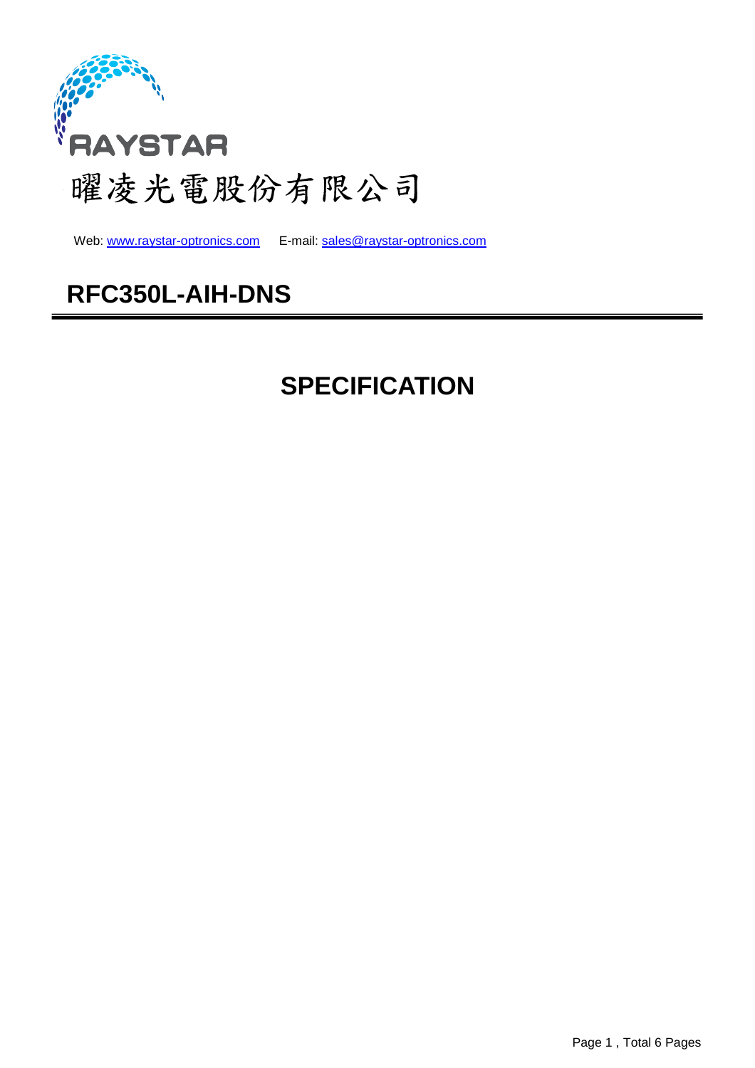RAYSTAR

曜凌光電股份有限公司

Web: www.raystar-optronics.com E-mail: sales@raystar-optronics.com

# RFC350L-AIH-DNS

## SPECIFICATION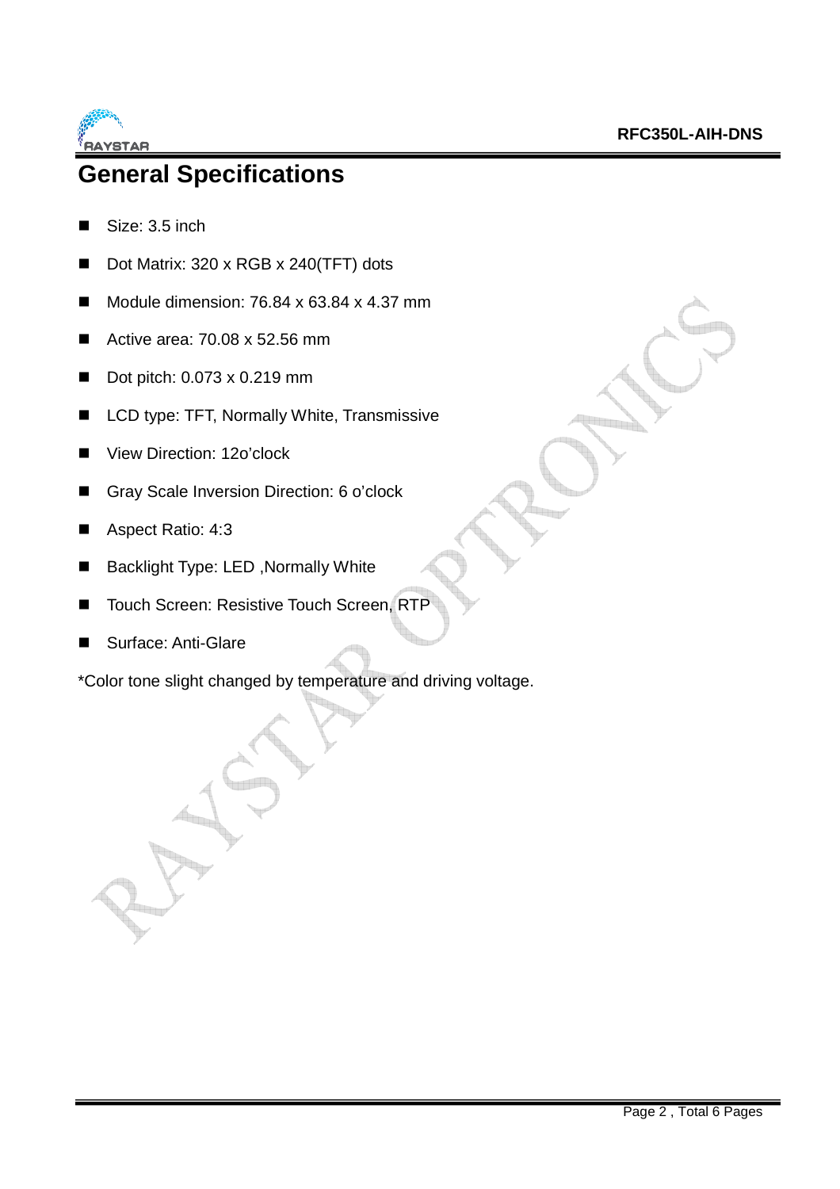# General Specifications

- Size: 3.5 inch
- Dot Matrix: 320 x RGB x 240(TFT) dots
- Module dimension: 76.84 x 63.84 x 4.37 mm
- Active area: 70.08 x 52.56 mm
- Dot pitch: 0.073 x 0.219 mm
- LCD type: TFT, Normally White, Transmissive
- View Direction: 12o'clock
- Gray Scale Inversion Direction: 6 o'clock
- Aspect Ratio: 4:3
- Backlight Type: LED ,Normally White
- Touch Screen: Resistive Touch Screen, RTP
- Surface: Anti-Glare

*Color tone slight changed by temperature and driving voltage.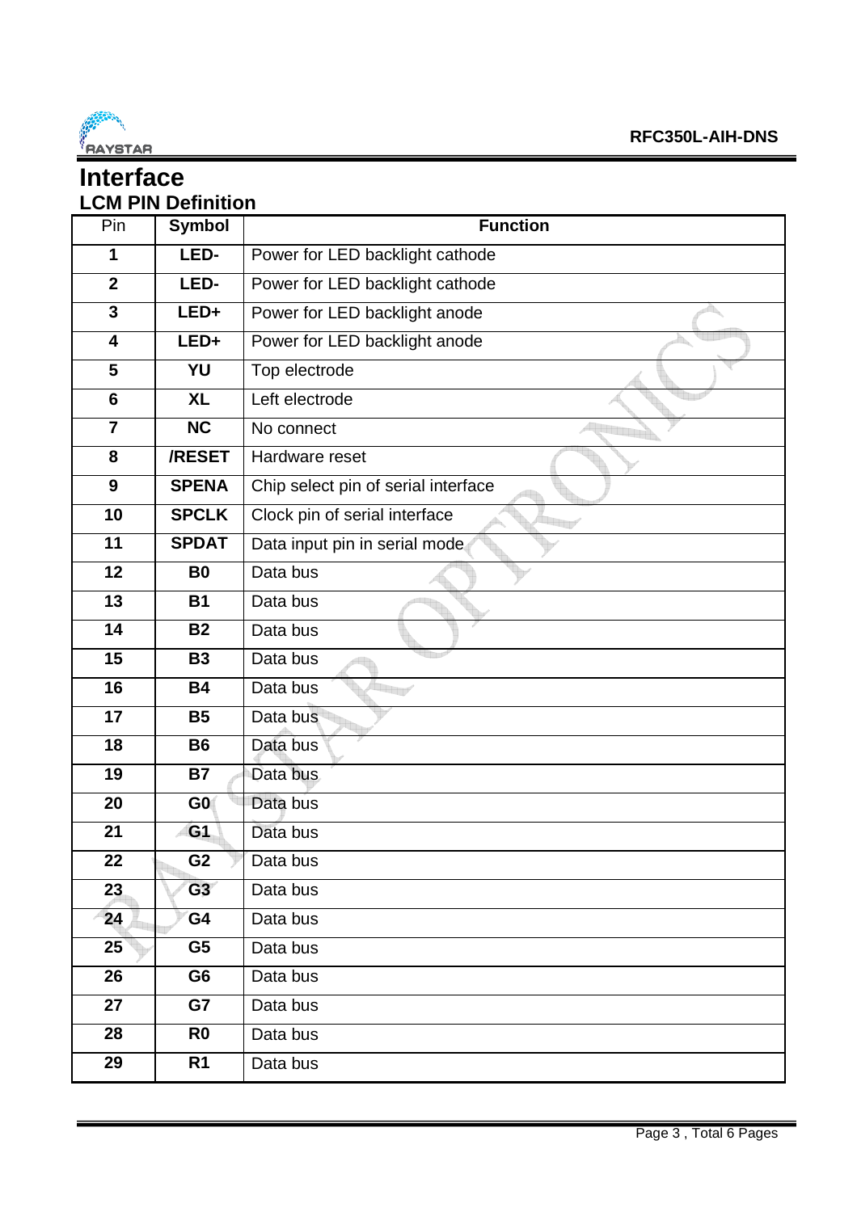# Interface

## LCM PIN Definition

| Pin | Symbol | Function |
|---|---|---|
| 1 | LED- | Power for LED backlight cathode |
| 2 | LED- | Power for LED backlight cathode |
| 3 | LED+ | Power for LED backlight anode |
| 4 | LED+ | Power for LED backlight anode |
| 5 | YU | Top electrode |
| 6 | XL | Left electrode |
| 7 | NC | No connect |
| 8 | /RESET | Hardware reset |
| 9 | SPENA | Chip select pin of serial interface |
| 10 | SPCLK | Clock pin of serial interface |
| 11 | SPDAT | Data input pin in serial mode |
| 12 | B0 | Data bus |
| 13 | B1 | Data bus |
| 14 | B2 | Data bus |
| 15 | B3 | Data bus |
| 16 | B4 | Data bus |
| 17 | B5 | Data bus |
| 18 | B6 | Data bus |
| 19 | B7 | Data bus |
| 20 | G0 | Data bus |
| 21 | G1 | Data bus |
| 22 | G2 | Data bus |
| 23 | G3 | Data bus |
| 24 | G4 | Data bus |
| 25 | G5 | Data bus |
| 26 | G6 | Data bus |
| 27 | G7 | Data bus |
| 28 | R0 | Data bus |
| 29 | R1 | Data bus |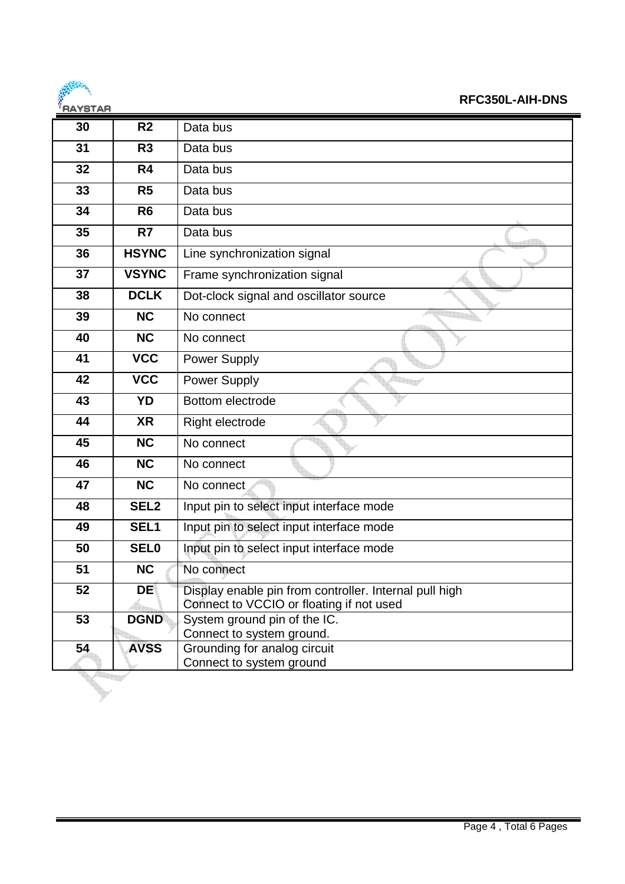| | | |
|---|---|---|
| 30 | R2 | Data bus |
| 31 | R3 | Data bus |
| 32 | R4 | Data bus |
| 33 | R5 | Data bus |
| 34 | R6 | Data bus |
| 35 | R7 | Data bus |
| 36 | HSYNC | Line synchronization signal |
| 37 | VSYNC | Frame synchronization signal |
| 38 | DCLK | Dot-clock signal and oscillator source |
| 39 | NC | No connect |
| 40 | NC | No connect |
| 41 | VCC | Power Supply |
| 42 | VCC | Power Supply |
| 43 | YD | Bottom electrode |
| 44 | XR | Right electrode |
| 45 | NC | No connect |
| 46 | NC | No connect |
| 47 | NC | No connect |
| 48 | SEL2 | Input pin to select input interface mode |
| 49 | SEL1 | Input pin to select input interface mode |
| 50 | SEL0 | Input pin to select input interface mode |
| 51 | NC | No connect |
| 52 | DE | Display enable pin from controller. Internal pull high<br>Connect to VCCIO or floating if not used |
| 53 | DGND | System ground pin of the IC.<br>Connect to system ground. |
| 54 | AVSS | Grounding for analog circuit<br>Connect to system ground |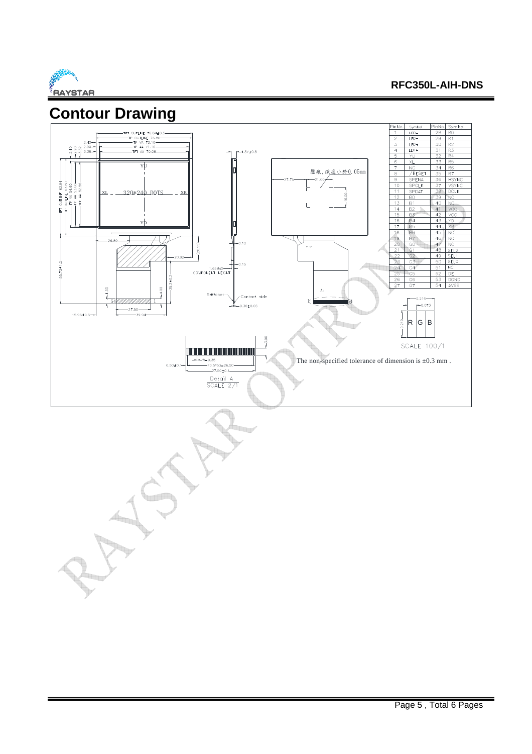# Contour Drawing

| Pin No. | Symbol | Pin No. | Symbol |
|---|---|---|---|
| 1 | LED- | 28 | R0 |
| 2 | LED- | 29 | R1 |
| 3 | LED+ | 30 | R2 |
| 4 | LED+ | 31 | R3 |
| 5 | YU | 32 | R4 |
| 6 | XL | 33 | R5 |
| 7 | NC | 34 | R6 |
| 8 | /RESET | 35 | R7 |
| 9 | SPENA | 36 | HSYNC |
| 10 | SPCLK | 37 | VSYNC |
| 11 | SPDAT | 38 | DCLK |
| 12 | B0 | 39 | NC |
| 13 | B1 | 40 | NC |
| 14 | B2 | 41 | VCC |
| 15 | B3 | 42 | VCC |
| 16 | B4 | 43 | YD |
| 17 | B5 | 44 | XR |
| 18 | B6 | 45 | NC |
| 19 | B7 | 46 | NC |
| 20 | G0 | 47 | NC |
| 21 | G1 | 48 | SEL2 |
| 22 | G2 | 49 | SEL1 |
| 23 | G3 | 50 | SEL0 |
| 24 | G4 | 51 | NC |
| 25 | G5 | 52 | DE |
| 26 | G6 | 53 | DGND |
| 27 | G7 | 54 | AVSS |

The non-specified tolerance of dimension is ±0.3 mm .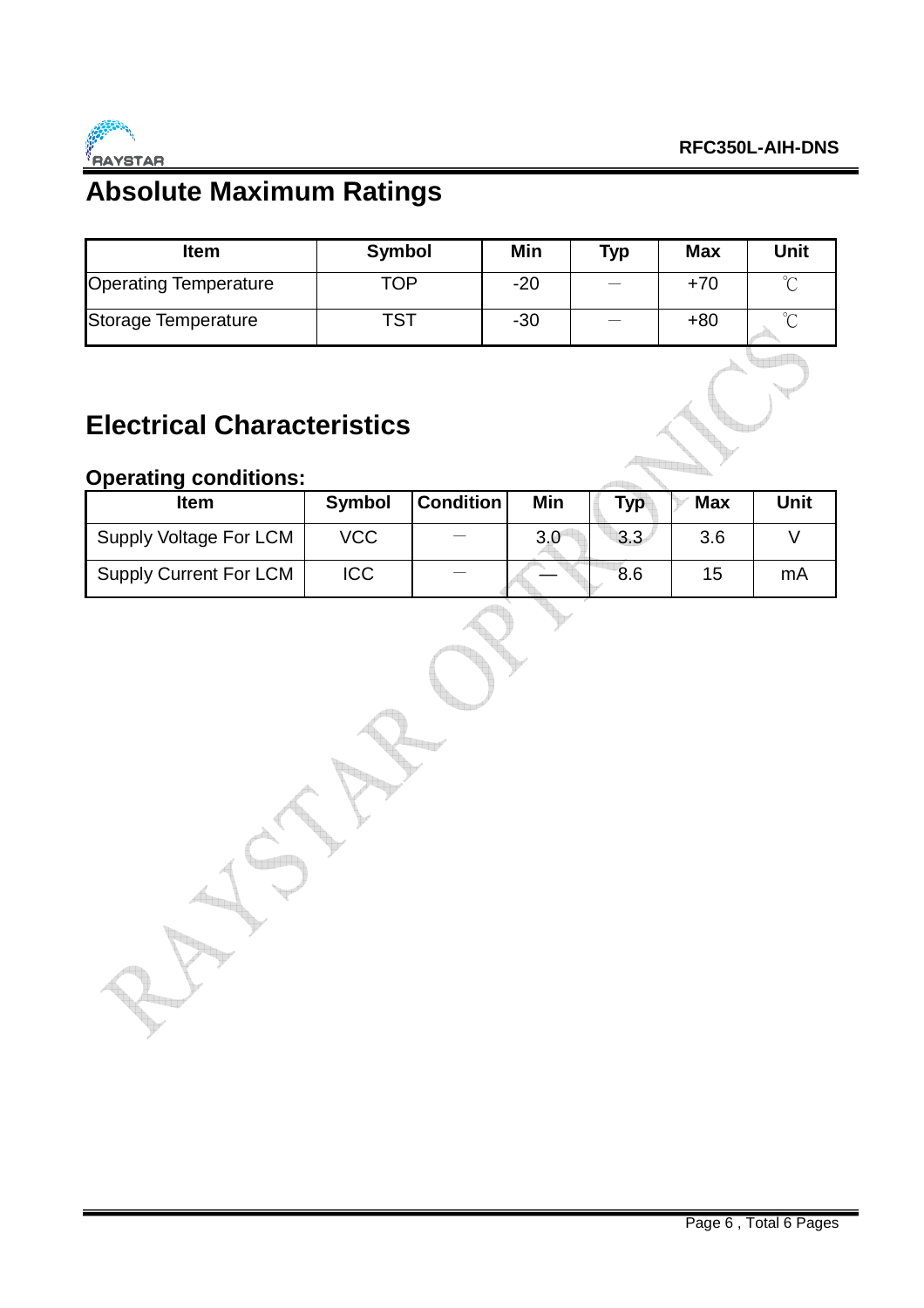# Absolute Maximum Ratings

| Item | Symbol | Min | Typ | Max | Unit |
|---|---|---|---|---|---|
| Operating Temperature | TOP | -20 | — | +70 | ℃ |
| Storage Temperature | TST | -30 | — | +80 | ℃ |

# Electrical Characteristics

### Operating conditions:

| Item | Symbol | Condition | Min | Typ | Max | Unit |
|---|---|---|---|---|---|---|
| Supply Voltage For LCM | VCC | — | 3.0 | 3.3 | 3.6 | V |
| Supply Current For LCM | ICC | — | — | 8.6 | 15 | mA |